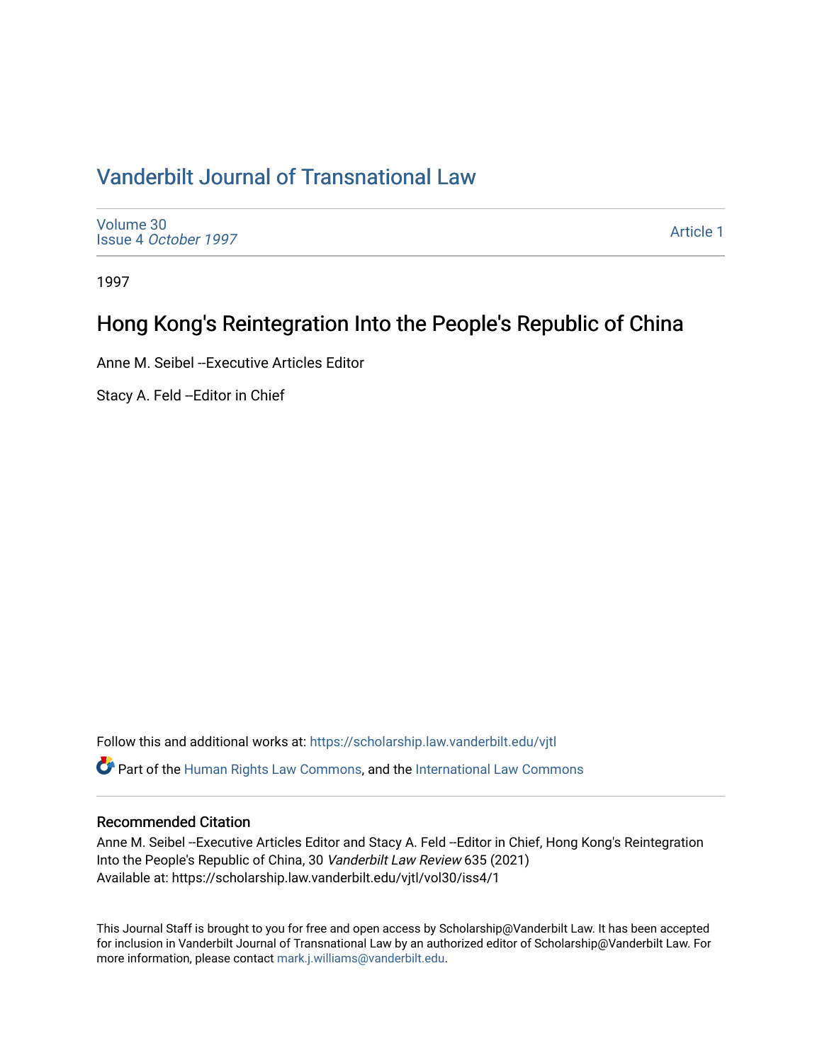# Vanderbilt Journal of Transnational Law

Volume 30
Issue 4 *October 1997*

Article 1

1997

## Hong Kong's Reintegration Into the People's Republic of China

Anne M. Seibel --Executive Articles Editor

Stacy A. Feld --Editor in Chief

Follow this and additional works at: https://scholarship.law.vanderbilt.edu/vjtl

Part of the Human Rights Law Commons, and the International Law Commons

### Recommended Citation

Anne M. Seibel --Executive Articles Editor and Stacy A. Feld --Editor in Chief, Hong Kong's Reintegration Into the People's Republic of China, 30 *Vanderbilt Law Review* 635 (2021)
Available at: https://scholarship.law.vanderbilt.edu/vjtl/vol30/iss4/1

This Journal Staff is brought to you for free and open access by Scholarship@Vanderbilt Law. It has been accepted for inclusion in Vanderbilt Journal of Transnational Law by an authorized editor of Scholarship@Vanderbilt Law. For more information, please contact mark.j.williams@vanderbilt.edu.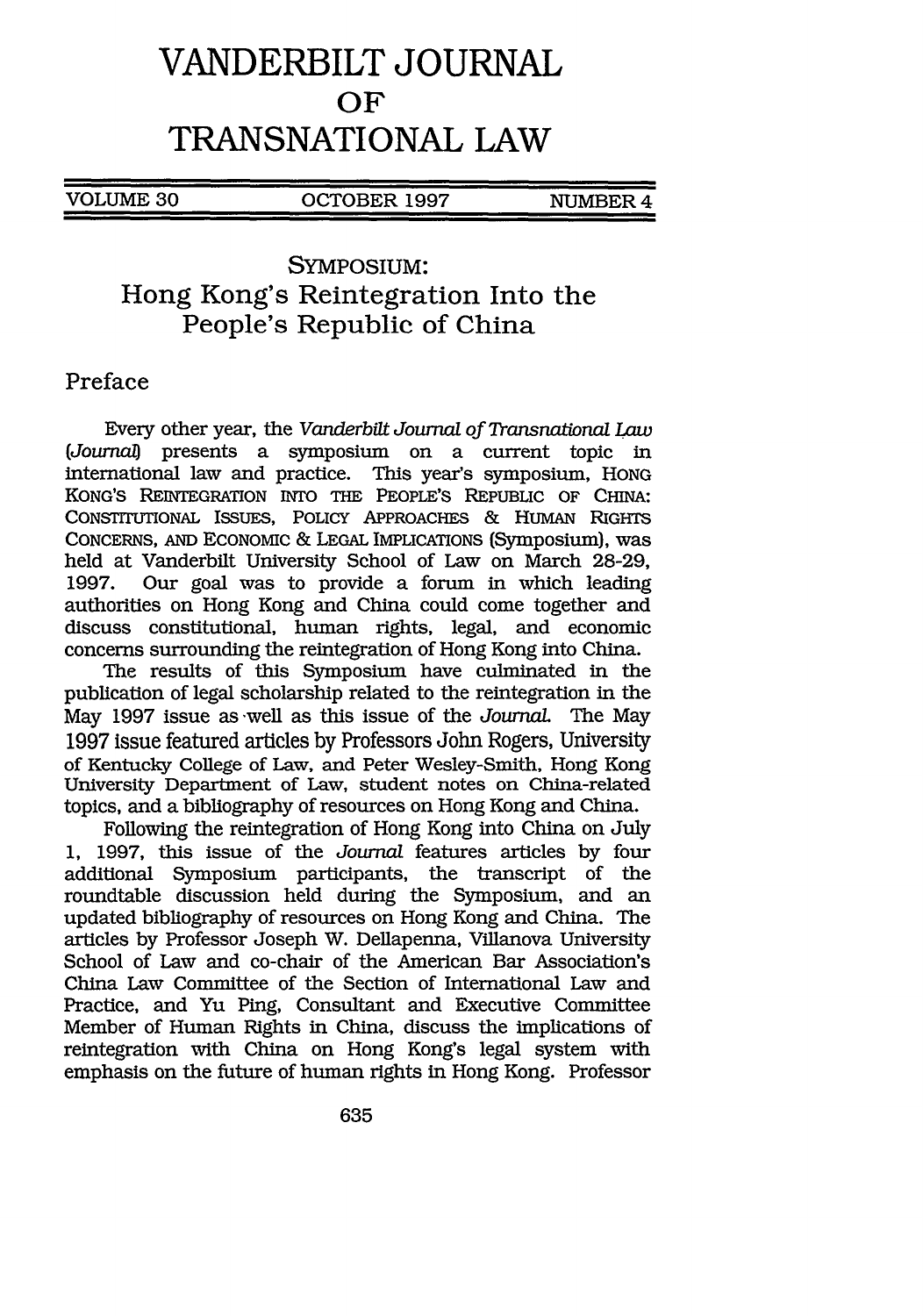# VANDERBILT JOURNAL OF TRANSNATIONAL LAW

VOLUME 30 | OCTOBER 1997 | NUMBER 4

## SYMPOSIUM:

## Hong Kong's Reintegration Into the People's Republic of China

### Preface

Every other year, the *Vanderbilt Journal of Transnational Law* (*Journal*) presents a symposium on a current topic in international law and practice. This year's symposium, HONG KONG'S REINTEGRATION INTO THE PEOPLE'S REPUBLIC OF CHINA: CONSTITUTIONAL ISSUES, POLICY APPROACHES & HUMAN RIGHTS CONCERNS, AND ECONOMIC & LEGAL IMPLICATIONS (Symposium), was held at Vanderbilt University School of Law on March 28-29, 1997. Our goal was to provide a forum in which leading authorities on Hong Kong and China could come together and discuss constitutional, human rights, legal, and economic concerns surrounding the reintegration of Hong Kong into China.

The results of this Symposium have culminated in the publication of legal scholarship related to the reintegration in the May 1997 issue as well as this issue of the *Journal*. The May 1997 issue featured articles by Professors John Rogers, University of Kentucky College of Law, and Peter Wesley-Smith, Hong Kong University Department of Law, student notes on China-related topics, and a bibliography of resources on Hong Kong and China.

Following the reintegration of Hong Kong into China on July 1, 1997, this issue of the *Journal* features articles by four additional Symposium participants, the transcript of the roundtable discussion held during the Symposium, and an updated bibliography of resources on Hong Kong and China. The articles by Professor Joseph W. Dellapenna, Villanova University School of Law and co-chair of the American Bar Association's China Law Committee of the Section of International Law and Practice, and Yu Ping, Consultant and Executive Committee Member of Human Rights in China, discuss the implications of reintegration with China on Hong Kong's legal system with emphasis on the future of human rights in Hong Kong. Professor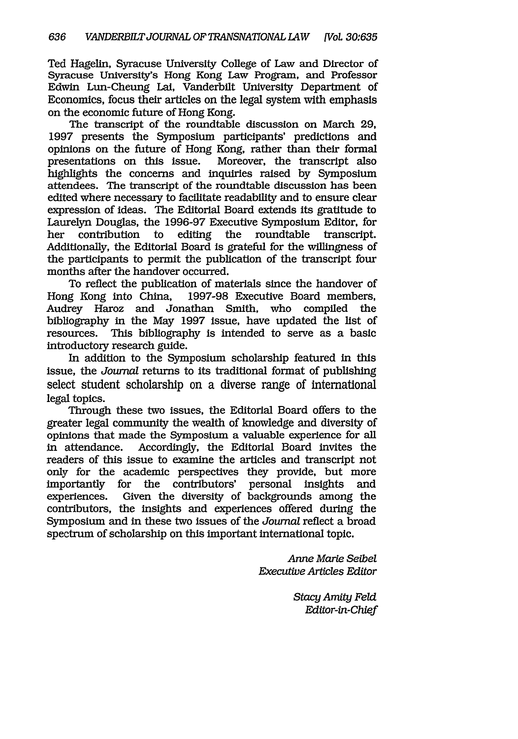Ted Hagelin, Syracuse University College of Law and Director of Syracuse University's Hong Kong Law Program, and Professor Edwin Lun-Cheung Lai, Vanderbilt University Department of Economics, focus their articles on the legal system with emphasis on the economic future of Hong Kong.

The transcript of the roundtable discussion on March 29, 1997 presents the Symposium participants' predictions and opinions on the future of Hong Kong, rather than their formal presentations on this issue. Moreover, the transcript also highlights the concerns and inquiries raised by Symposium attendees. The transcript of the roundtable discussion has been edited where necessary to facilitate readability and to ensure clear expression of ideas. The Editorial Board extends its gratitude to Laurelyn Douglas, the 1996-97 Executive Symposium Editor, for her contribution to editing the roundtable transcript. Additionally, the Editorial Board is grateful for the willingness of the participants to permit the publication of the transcript four months after the handover occurred.

To reflect the publication of materials since the handover of Hong Kong into China, 1997-98 Executive Board members, Audrey Haroz and Jonathan Smith, who compiled the bibliography in the May 1997 issue, have updated the list of resources. This bibliography is intended to serve as a basic introductory research guide.

In addition to the Symposium scholarship featured in this issue, the *Journal* returns to its traditional format of publishing select student scholarship on a diverse range of international legal topics.

Through these two issues, the Editorial Board offers to the greater legal community the wealth of knowledge and diversity of opinions that made the Symposium a valuable experience for all in attendance. Accordingly, the Editorial Board invites the readers of this issue to examine the articles and transcript not only for the academic perspectives they provide, but more importantly for the contributors' personal insights and experiences. Given the diversity of backgrounds among the contributors, the insights and experiences offered during the Symposium and in these two issues of the *Journal* reflect a broad spectrum of scholarship on this important international topic.

*Anne Marie Seibel*
*Executive Articles Editor*

*Stacy Amity Feld*
*Editor-in-Chief*